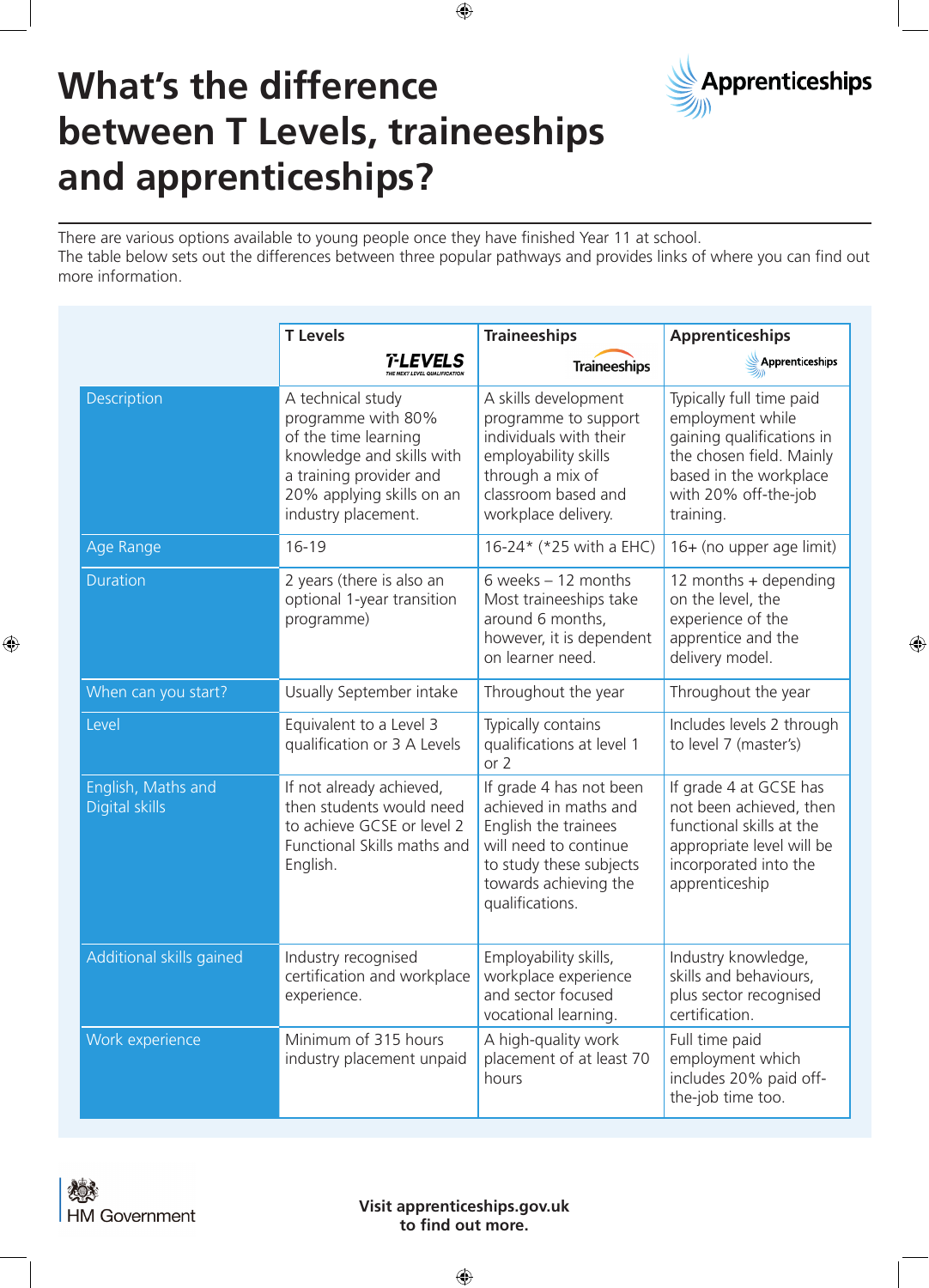# What's the difference between T Levels, traineeships and apprenticeships?

There are various options available to young people once they have finished Year 11 at school.
The table below sets out the differences between three popular pathways and provides links of where you can find out more information.

| | T Levels | Traineeships | Apprenticeships |
|---|---|---|---|
| Description | A technical study programme with 80% of the time learning knowledge and skills with a training provider and 20% applying skills on an industry placement. | A skills development programme to support individuals with their employability skills through a mix of classroom based and workplace delivery. | Typically full time paid employment while gaining qualifications in the chosen field. Mainly based in the workplace with 20% off-the-job training. |
| Age Range | 16-19 | 16-24* (*25 with a EHC) | 16+ (no upper age limit) |
| Duration | 2 years (there is also an optional 1-year transition programme) | 6 weeks – 12 months Most traineeships take around 6 months, however, it is dependent on learner need. | 12 months + depending on the level, the experience of the apprentice and the delivery model. |
| When can you start? | Usually September intake | Throughout the year | Throughout the year |
| Level | Equivalent to a Level 3 qualification or 3 A Levels | Typically contains qualifications at level 1 or 2 | Includes levels 2 through to level 7 (master's) |
| English, Maths and Digital skills | If not already achieved, then students would need to achieve GCSE or level 2 Functional Skills maths and English. | If grade 4 has not been achieved in maths and English the trainees will need to continue to study these subjects towards achieving the qualifications. | If grade 4 at GCSE has not been achieved, then functional skills at the appropriate level will be incorporated into the apprenticeship |
| Additional skills gained | Industry recognised certification and workplace experience. | Employability skills, workplace experience and sector focused vocational learning. | Industry knowledge, skills and behaviours, plus sector recognised certification. |
| Work experience | Minimum of 315 hours industry placement unpaid | A high-quality work placement of at least 70 hours | Full time paid employment which includes 20% paid off-the-job time too. |

HM Government

**Visit apprenticeships.gov.uk to find out more.**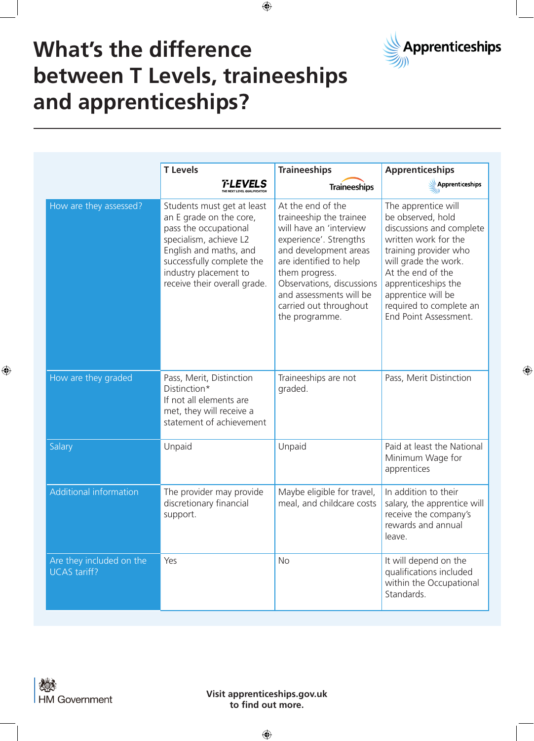# What's the difference between T Levels, traineeships and apprenticeships?

| | T Levels | Traineeships | Apprenticeships |
| --- | --- | --- | --- |
| How are they assessed? | Students must get at least an E grade on the core, pass the occupational specialism, achieve L2 English and maths, and successfully complete the industry placement to receive their overall grade. | At the end of the traineeship the trainee will have an 'interview experience'. Strengths and development areas are identified to help them progress. Observations, discussions and assessments will be carried out throughout the programme. | The apprentice will be observed, hold discussions and complete written work for the training provider who will grade the work. At the end of the apprenticeships the apprentice will be required to complete an End Point Assessment. |
| How are they graded | Pass, Merit, Distinction Distinction* If not all elements are met, they will receive a statement of achievement | Traineeships are not graded. | Pass, Merit Distinction |
| Salary | Unpaid | Unpaid | Paid at least the National Minimum Wage for apprentices |
| Additional information | The provider may provide discretionary financial support. | Maybe eligible for travel, meal, and childcare costs | In addition to their salary, the apprentice will receive the company's rewards and annual leave. |
| Are they included on the UCAS tariff? | Yes | No | It will depend on the qualifications included within the Occupational Standards. |

HM Government

**Visit apprenticeships.gov.uk to find out more.**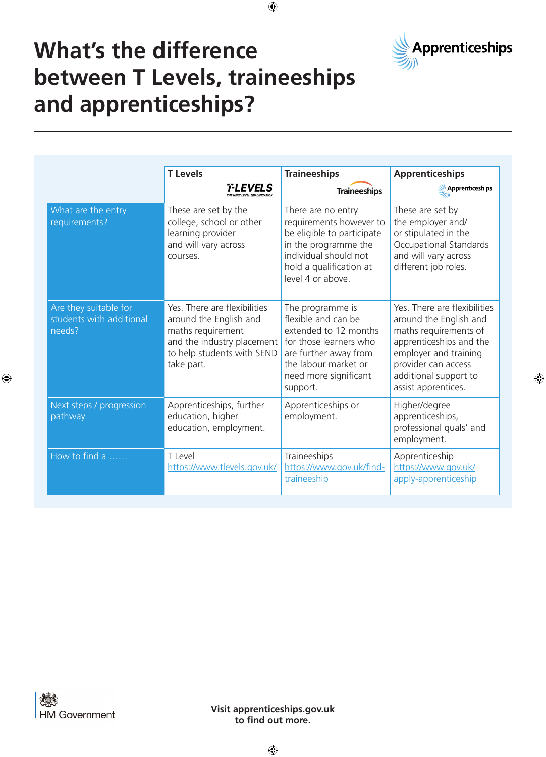# What's the difference between T Levels, traineeships and apprenticeships?

| | T Levels | Traineeships | Apprenticeships |
|---|---|---|---|
| What are the entry requirements? | These are set by the college, school or other learning provider and will vary across courses. | There are no entry requirements however to be eligible to participate in the programme the individual should not hold a qualification at level 4 or above. | These are set by the employer and/ or stipulated in the Occupational Standards and will vary across different job roles. |
| Are they suitable for students with additional needs? | Yes. There are flexibilities around the English and maths requirement and the industry placement to help students with SEND take part. | The programme is flexible and can be extended to 12 months for those learners who are further away from the labour market or need more significant support. | Yes. There are flexibilities around the English and maths requirements of apprenticeships and the employer and training provider can access additional support to assist apprentices. |
| Next steps / progression pathway | Apprenticeships, further education, higher education, employment. | Apprenticeships or employment. | Higher/degree apprenticeships, professional quals' and employment. |
| How to find a …… | T Level https://www.tlevels.gov.uk/ | Traineeships https://www.gov.uk/find-traineeship | Apprenticeship https://www.gov.uk/apply-apprenticeship |

HM Government

**Visit apprenticeships.gov.uk to find out more.**